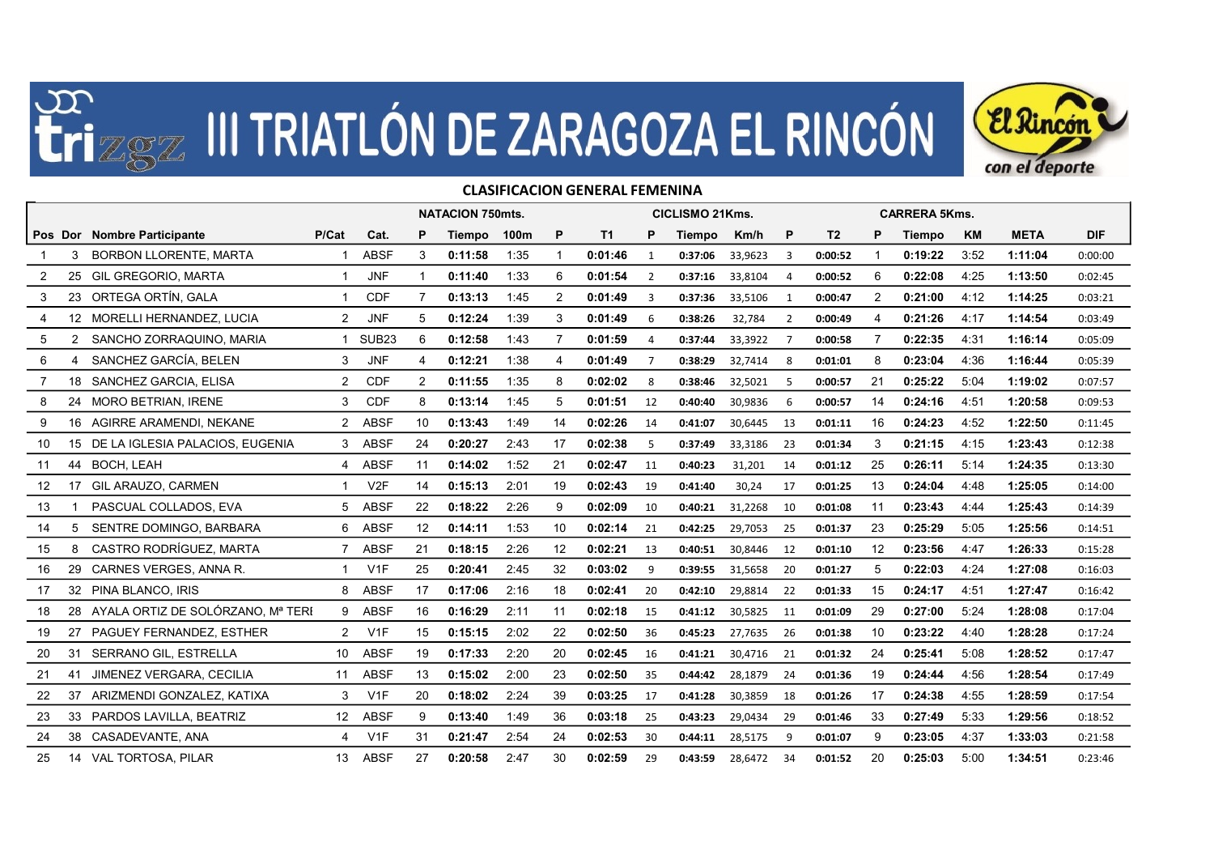# III TRIATLÓN DE ZARAGOZA EL RINCÓN

## CLASIFICACION GENERAL FEMENINA

| | | | | | NATACION 750mts. | | | | | CICLISMO 21Kms. | | | | | CARRERA 5Kms. | | | | |
|---|---|---|---|---|---|---|---|---|---|---|---|---|---|---|---|---|---|---|---|
| Pos | Dor | Nombre Participante | P/Cat | Cat. | P | Tiempo | 100m | P | T1 | P | Tiempo | Km/h | P | T2 | P | Tiempo | KM | META | DIF |
| 1 | 3 | BORBON LLORENTE, MARTA | 1 | ABSF | 3 | 0:11:58 | 1:35 | 1 | 0:01:46 | 1 | 0:37:06 | 33,9623 | 3 | 0:00:52 | 1 | 0:19:22 | 3:52 | 1:11:04 | 0:00:00 |
| 2 | 25 | GIL GREGORIO, MARTA | 1 | JNF | 1 | 0:11:40 | 1:33 | 6 | 0:01:54 | 2 | 0:37:16 | 33,8104 | 4 | 0:00:52 | 6 | 0:22:08 | 4:25 | 1:13:50 | 0:02:45 |
| 3 | 23 | ORTEGA ORTÍN, GALA | 1 | CDF | 7 | 0:13:13 | 1:45 | 2 | 0:01:49 | 3 | 0:37:36 | 33,5106 | 1 | 0:00:47 | 2 | 0:21:00 | 4:12 | 1:14:25 | 0:03:21 |
| 4 | 12 | MORELLI HERNANDEZ, LUCIA | 2 | JNF | 5 | 0:12:24 | 1:39 | 3 | 0:01:49 | 6 | 0:38:26 | 32,784 | 2 | 0:00:49 | 4 | 0:21:26 | 4:17 | 1:14:54 | 0:03:49 |
| 5 | 2 | SANCHO ZORRAQUINO, MARIA | 1 | SUB23 | 6 | 0:12:58 | 1:43 | 7 | 0:01:59 | 4 | 0:37:44 | 33,3922 | 7 | 0:00:58 | 7 | 0:22:35 | 4:31 | 1:16:14 | 0:05:09 |
| 6 | 4 | SANCHEZ GARCÍA, BELEN | 3 | JNF | 4 | 0:12:21 | 1:38 | 4 | 0:01:49 | 7 | 0:38:29 | 32,7414 | 8 | 0:01:01 | 8 | 0:23:04 | 4:36 | 1:16:44 | 0:05:39 |
| 7 | 18 | SANCHEZ GARCIA, ELISA | 2 | CDF | 2 | 0:11:55 | 1:35 | 8 | 0:02:02 | 8 | 0:38:46 | 32,5021 | 5 | 0:00:57 | 21 | 0:25:22 | 5:04 | 1:19:02 | 0:07:57 |
| 8 | 24 | MORO BETRIAN, IRENE | 3 | CDF | 8 | 0:13:14 | 1:45 | 5 | 0:01:51 | 12 | 0:40:40 | 30,9836 | 6 | 0:00:57 | 14 | 0:24:16 | 4:51 | 1:20:58 | 0:09:53 |
| 9 | 16 | AGIRRE ARAMENDI, NEKANE | 2 | ABSF | 10 | 0:13:43 | 1:49 | 14 | 0:02:26 | 14 | 0:41:07 | 30,6445 | 13 | 0:01:11 | 16 | 0:24:23 | 4:52 | 1:22:50 | 0:11:45 |
| 10 | 15 | DE LA IGLESIA PALACIOS, EUGENIA | 3 | ABSF | 24 | 0:20:27 | 2:43 | 17 | 0:02:38 | 5 | 0:37:49 | 33,3186 | 23 | 0:01:34 | 3 | 0:21:15 | 4:15 | 1:23:43 | 0:12:38 |
| 11 | 44 | BOCH, LEAH | 4 | ABSF | 11 | 0:14:02 | 1:52 | 21 | 0:02:47 | 11 | 0:40:23 | 31,201 | 14 | 0:01:12 | 25 | 0:26:11 | 5:14 | 1:24:35 | 0:13:30 |
| 12 | 17 | GIL ARAUZO, CARMEN | 1 | V2F | 14 | 0:15:13 | 2:01 | 19 | 0:02:43 | 19 | 0:41:40 | 30,24 | 17 | 0:01:25 | 13 | 0:24:04 | 4:48 | 1:25:05 | 0:14:00 |
| 13 | 1 | PASCUAL COLLADOS, EVA | 5 | ABSF | 22 | 0:18:22 | 2:26 | 9 | 0:02:09 | 10 | 0:40:21 | 31,2268 | 10 | 0:01:08 | 11 | 0:23:43 | 4:44 | 1:25:43 | 0:14:39 |
| 14 | 5 | SENTRE DOMINGO, BARBARA | 6 | ABSF | 12 | 0:14:11 | 1:53 | 10 | 0:02:14 | 21 | 0:42:25 | 29,7053 | 25 | 0:01:37 | 23 | 0:25:29 | 5:05 | 1:25:56 | 0:14:51 |
| 15 | 8 | CASTRO RODRÍGUEZ, MARTA | 7 | ABSF | 21 | 0:18:15 | 2:26 | 12 | 0:02:21 | 13 | 0:40:51 | 30,8446 | 12 | 0:01:10 | 12 | 0:23:56 | 4:47 | 1:26:33 | 0:15:28 |
| 16 | 29 | CARNES VERGES, ANNA R. | 1 | V1F | 25 | 0:20:41 | 2:45 | 32 | 0:03:02 | 9 | 0:39:55 | 31,5658 | 20 | 0:01:27 | 5 | 0:22:03 | 4:24 | 1:27:08 | 0:16:03 |
| 17 | 32 | PINA BLANCO, IRIS | 8 | ABSF | 17 | 0:17:06 | 2:16 | 18 | 0:02:41 | 20 | 0:42:10 | 29,8814 | 22 | 0:01:33 | 15 | 0:24:17 | 4:51 | 1:27:47 | 0:16:42 |
| 18 | 28 | AYALA ORTIZ DE SOLÓRZANO, Mª TERI | 9 | ABSF | 16 | 0:16:29 | 2:11 | 11 | 0:02:18 | 15 | 0:41:12 | 30,5825 | 11 | 0:01:09 | 29 | 0:27:00 | 5:24 | 1:28:08 | 0:17:04 |
| 19 | 27 | PAGUEY FERNANDEZ, ESTHER | 2 | V1F | 15 | 0:15:15 | 2:02 | 22 | 0:02:50 | 36 | 0:45:23 | 27,7635 | 26 | 0:01:38 | 10 | 0:23:22 | 4:40 | 1:28:28 | 0:17:24 |
| 20 | 31 | SERRANO GIL, ESTRELLA | 10 | ABSF | 19 | 0:17:33 | 2:20 | 20 | 0:02:45 | 16 | 0:41:21 | 30,4716 | 21 | 0:01:32 | 24 | 0:25:41 | 5:08 | 1:28:52 | 0:17:47 |
| 21 | 41 | JIMENEZ VERGARA, CECILIA | 11 | ABSF | 13 | 0:15:02 | 2:00 | 23 | 0:02:50 | 35 | 0:44:42 | 28,1879 | 24 | 0:01:36 | 19 | 0:24:44 | 4:56 | 1:28:54 | 0:17:49 |
| 22 | 37 | ARIZMENDI GONZALEZ, KATIXA | 3 | V1F | 20 | 0:18:02 | 2:24 | 39 | 0:03:25 | 17 | 0:41:28 | 30,3859 | 18 | 0:01:26 | 17 | 0:24:38 | 4:55 | 1:28:59 | 0:17:54 |
| 23 | 33 | PARDOS LAVILLA, BEATRIZ | 12 | ABSF | 9 | 0:13:40 | 1:49 | 36 | 0:03:18 | 25 | 0:43:23 | 29,0434 | 29 | 0:01:46 | 33 | 0:27:49 | 5:33 | 1:29:56 | 0:18:52 |
| 24 | 38 | CASADEVANTE, ANA | 4 | V1F | 31 | 0:21:47 | 2:54 | 24 | 0:02:53 | 30 | 0:44:11 | 28,5175 | 9 | 0:01:07 | 9 | 0:23:05 | 4:37 | 1:33:03 | 0:21:58 |
| 25 | 14 | VAL TORTOSA, PILAR | 13 | ABSF | 27 | 0:20:58 | 2:47 | 30 | 0:02:59 | 29 | 0:43:59 | 28,6472 | 34 | 0:01:52 | 20 | 0:25:03 | 5:00 | 1:34:51 | 0:23:46 |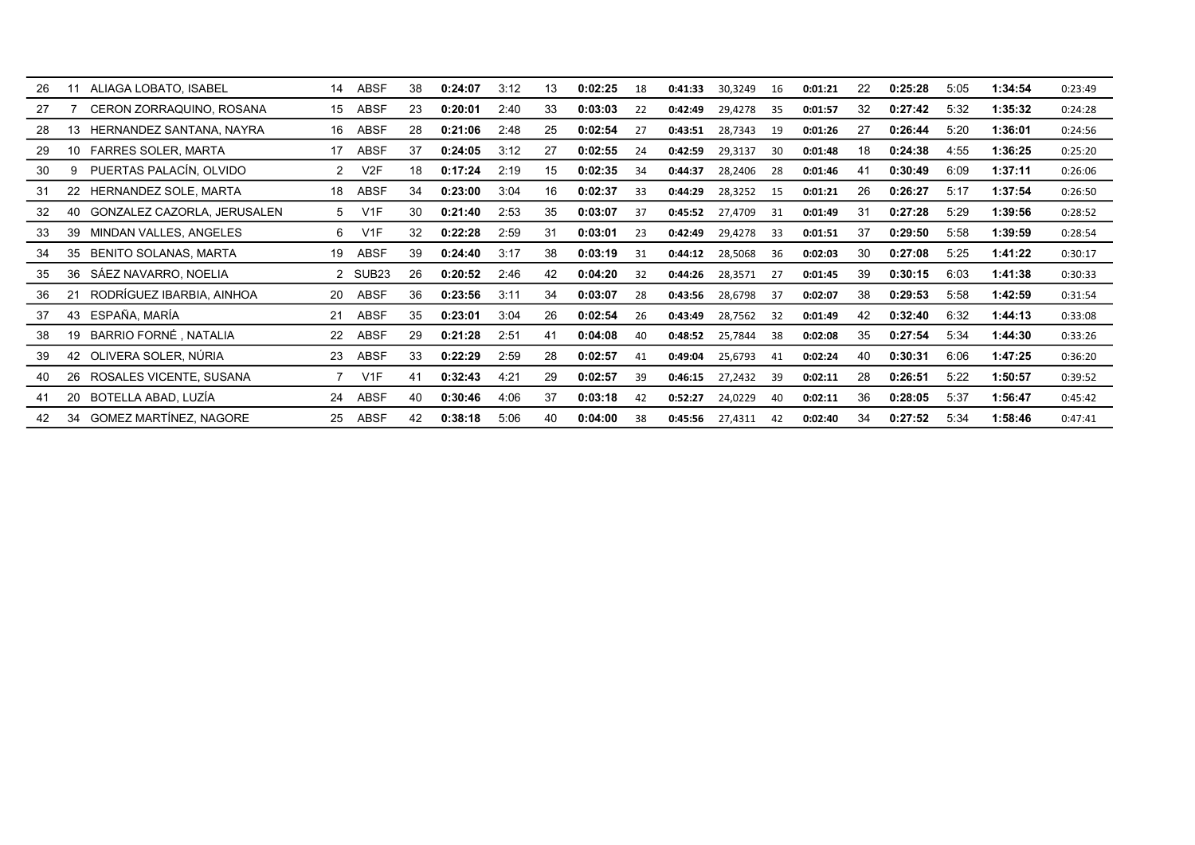| | | | | | | | | | | | | | | | | | | | |
|---|---|---|---|---|---|---|---|---|---|---|---|---|---|---|---|---|---|---|---|
| 26 | 11 | ALIAGA LOBATO, ISABEL | 14 | ABSF | 38 | **0:24:07** | 3:12 | 13 | **0:02:25** | 18 | **0:41:33** | 30,3249 | 16 | **0:01:21** | 22 | **0:25:28** | 5:05 | **1:34:54** | 0:23:49 |
| 27 | 7 | CERON ZORRAQUINO, ROSANA | 15 | ABSF | 23 | **0:20:01** | 2:40 | 33 | **0:03:03** | 22 | **0:42:49** | 29,4278 | 35 | **0:01:57** | 32 | **0:27:42** | 5:32 | **1:35:32** | 0:24:28 |
| 28 | 13 | HERNANDEZ SANTANA, NAYRA | 16 | ABSF | 28 | **0:21:06** | 2:48 | 25 | **0:02:54** | 27 | **0:43:51** | 28,7343 | 19 | **0:01:26** | 27 | **0:26:44** | 5:20 | **1:36:01** | 0:24:56 |
| 29 | 10 | FARRES SOLER, MARTA | 17 | ABSF | 37 | **0:24:05** | 3:12 | 27 | **0:02:55** | 24 | **0:42:59** | 29,3137 | 30 | **0:01:48** | 18 | **0:24:38** | 4:55 | **1:36:25** | 0:25:20 |
| 30 | 9 | PUERTAS PALACÍN, OLVIDO | 2 | V2F | 18 | **0:17:24** | 2:19 | 15 | **0:02:35** | 34 | **0:44:37** | 28,2406 | 28 | **0:01:46** | 41 | **0:30:49** | 6:09 | **1:37:11** | 0:26:06 |
| 31 | 22 | HERNANDEZ SOLE, MARTA | 18 | ABSF | 34 | **0:23:00** | 3:04 | 16 | **0:02:37** | 33 | **0:44:29** | 28,3252 | 15 | **0:01:21** | 26 | **0:26:27** | 5:17 | **1:37:54** | 0:26:50 |
| 32 | 40 | GONZALEZ CAZORLA, JERUSALEN | 5 | V1F | 30 | **0:21:40** | 2:53 | 35 | **0:03:07** | 37 | **0:45:52** | 27,4709 | 31 | **0:01:49** | 31 | **0:27:28** | 5:29 | **1:39:56** | 0:28:52 |
| 33 | 39 | MINDAN VALLES, ANGELES | 6 | V1F | 32 | **0:22:28** | 2:59 | 31 | **0:03:01** | 23 | **0:42:49** | 29,4278 | 33 | **0:01:51** | 37 | **0:29:50** | 5:58 | **1:39:59** | 0:28:54 |
| 34 | 35 | BENITO SOLANAS, MARTA | 19 | ABSF | 39 | **0:24:40** | 3:17 | 38 | **0:03:19** | 31 | **0:44:12** | 28,5068 | 36 | **0:02:03** | 30 | **0:27:08** | 5:25 | **1:41:22** | 0:30:17 |
| 35 | 36 | SÁEZ NAVARRO, NOELIA | 2 | SUB23 | 26 | **0:20:52** | 2:46 | 42 | **0:04:20** | 32 | **0:44:26** | 28,3571 | 27 | **0:01:45** | 39 | **0:30:15** | 6:03 | **1:41:38** | 0:30:33 |
| 36 | 21 | RODRÍGUEZ IBARBIA, AINHOA | 20 | ABSF | 36 | **0:23:56** | 3:11 | 34 | **0:03:07** | 28 | **0:43:56** | 28,6798 | 37 | **0:02:07** | 38 | **0:29:53** | 5:58 | **1:42:59** | 0:31:54 |
| 37 | 43 | ESPAÑA, MARÍA | 21 | ABSF | 35 | **0:23:01** | 3:04 | 26 | **0:02:54** | 26 | **0:43:49** | 28,7562 | 32 | **0:01:49** | 42 | **0:32:40** | 6:32 | **1:44:13** | 0:33:08 |
| 38 | 19 | BARRIO FORNÉ , NATALIA | 22 | ABSF | 29 | **0:21:28** | 2:51 | 41 | **0:04:08** | 40 | **0:48:52** | 25,7844 | 38 | **0:02:08** | 35 | **0:27:54** | 5:34 | **1:44:30** | 0:33:26 |
| 39 | 42 | OLIVERA SOLER, NÚRIA | 23 | ABSF | 33 | **0:22:29** | 2:59 | 28 | **0:02:57** | 41 | **0:49:04** | 25,6793 | 41 | **0:02:24** | 40 | **0:30:31** | 6:06 | **1:47:25** | 0:36:20 |
| 40 | 26 | ROSALES VICENTE, SUSANA | 7 | V1F | 41 | **0:32:43** | 4:21 | 29 | **0:02:57** | 39 | **0:46:15** | 27,2432 | 39 | **0:02:11** | 28 | **0:26:51** | 5:22 | **1:50:57** | 0:39:52 |
| 41 | 20 | BOTELLA ABAD, LUZÍA | 24 | ABSF | 40 | **0:30:46** | 4:06 | 37 | **0:03:18** | 42 | **0:52:27** | 24,0229 | 40 | **0:02:11** | 36 | **0:28:05** | 5:37 | **1:56:47** | 0:45:42 |
| 42 | 34 | GOMEZ MARTÍNEZ, NAGORE | 25 | ABSF | 42 | **0:38:18** | 5:06 | 40 | **0:04:00** | 38 | **0:45:56** | 27,4311 | 42 | **0:02:40** | 34 | **0:27:52** | 5:34 | **1:58:46** | 0:47:41 |